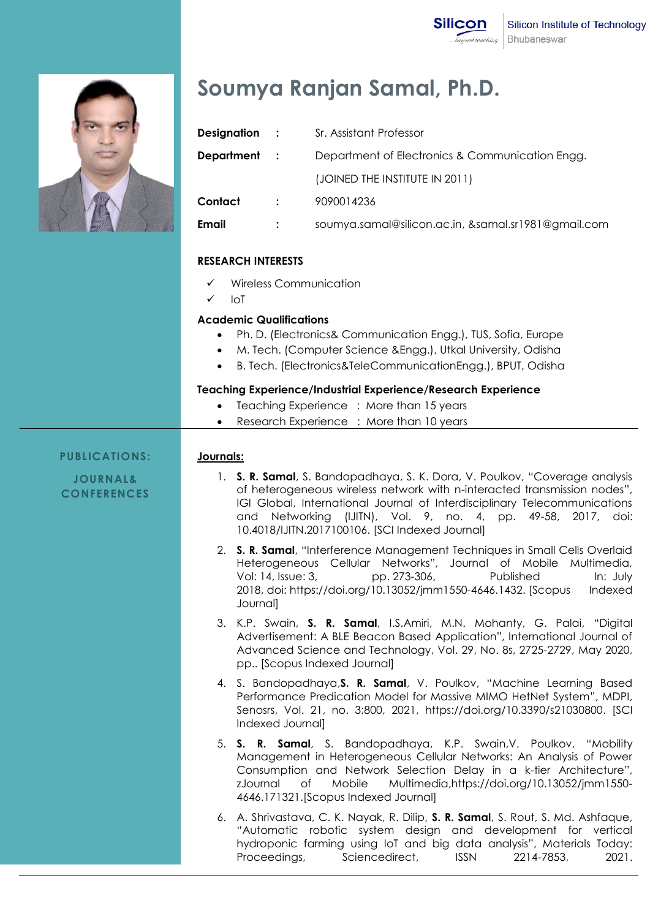Silicon Institute of Technology
Bhubaneswar

# Soumya Ranjan Samal, Ph.D.

| | | |
|---|---|---|
| **Designation** | : | Sr. Assistant Professor |
| **Department** | : | Department of Electronics & Communication Engg. |
| | | (JOINED THE INSTITUTE IN 2011) |
| **Contact** | : | 9090014236 |
| **Email** | : | soumya.samal@silicon.ac.in, &samal.sr1981@gmail.com |

## RESEARCH INTERESTS

- ✓ Wireless Communication
- ✓ IoT

## Academic Qualifications

- Ph. D. (Electronics& Communication Engg.), TUS, Sofia, Europe
- M. Tech. (Computer Science &Engg.), Utkal University, Odisha
- B. Tech. (Electronics&TeleCommunicationEngg.), BPUT, Odisha

## Teaching Experience/Industrial Experience/Research Experience

- Teaching Experience : More than 15 years
- Research Experience : More than 10 years

## PUBLICATIONS: JOURNAL& CONFERENCES

### Journals:

1. **S. R. Samal**, S. Bandopadhaya, S. K. Dora, V. Poulkov, "Coverage analysis of heterogeneous wireless network with n-interacted transmission nodes", IGI Global, International Journal of Interdisciplinary Telecommunications and Networking (IJITN), Vol. 9, no. 4, pp. 49-58, 2017, doi: 10.4018/IJITN.2017100106. [SCI Indexed Journal]
2. **S. R. Samal**, "Interference Management Techniques in Small Cells Overlaid Heterogeneous Cellular Networks", Journal of Mobile Multimedia, Vol: 14, Issue: 3, pp. 273-306, Published In: July 2018, doi: https://doi.org/10.13052/jmm1550-4646.1432. [Scopus Indexed Journal]
3. K.P. Swain, **S. R. Samal**, I.S.Amiri, M.N. Mohanty, G. Palai, "Digital Advertisement: A BLE Beacon Based Application", International Journal of Advanced Science and Technology, Vol. 29, No. 8s, 2725-2729, May 2020, pp.. [Scopus Indexed Journal]
4. S. Bandopadhaya,**S. R. Samal**, V. Poulkov, "Machine Learning Based Performance Predication Model for Massive MIMO HetNet System", MDPI, Senosrs, Vol. 21, no. 3:800, 2021, https://doi.org/10.3390/s21030800. [SCI Indexed Journal]
5. **S. R. Samal**, S. Bandopadhaya, K.P. Swain,V. Poulkov, "Mobility Management in Heterogeneous Cellular Networks: An Analysis of Power Consumption and Network Selection Delay in a k-tier Architecture", zJournal of Mobile Multimedia,https://doi.org/10.13052/jmm1550-4646.171321.[Scopus Indexed Journal]
6. A. Shrivastava, C. K. Nayak, R. Dilip, **S. R. Samal**, S. Rout, S. Md. Ashfaque, "Automatic robotic system design and development for vertical hydroponic farming using IoT and big data analysis", Materials Today: Proceedings, Sciencedirect, ISSN 2214-7853, 2021.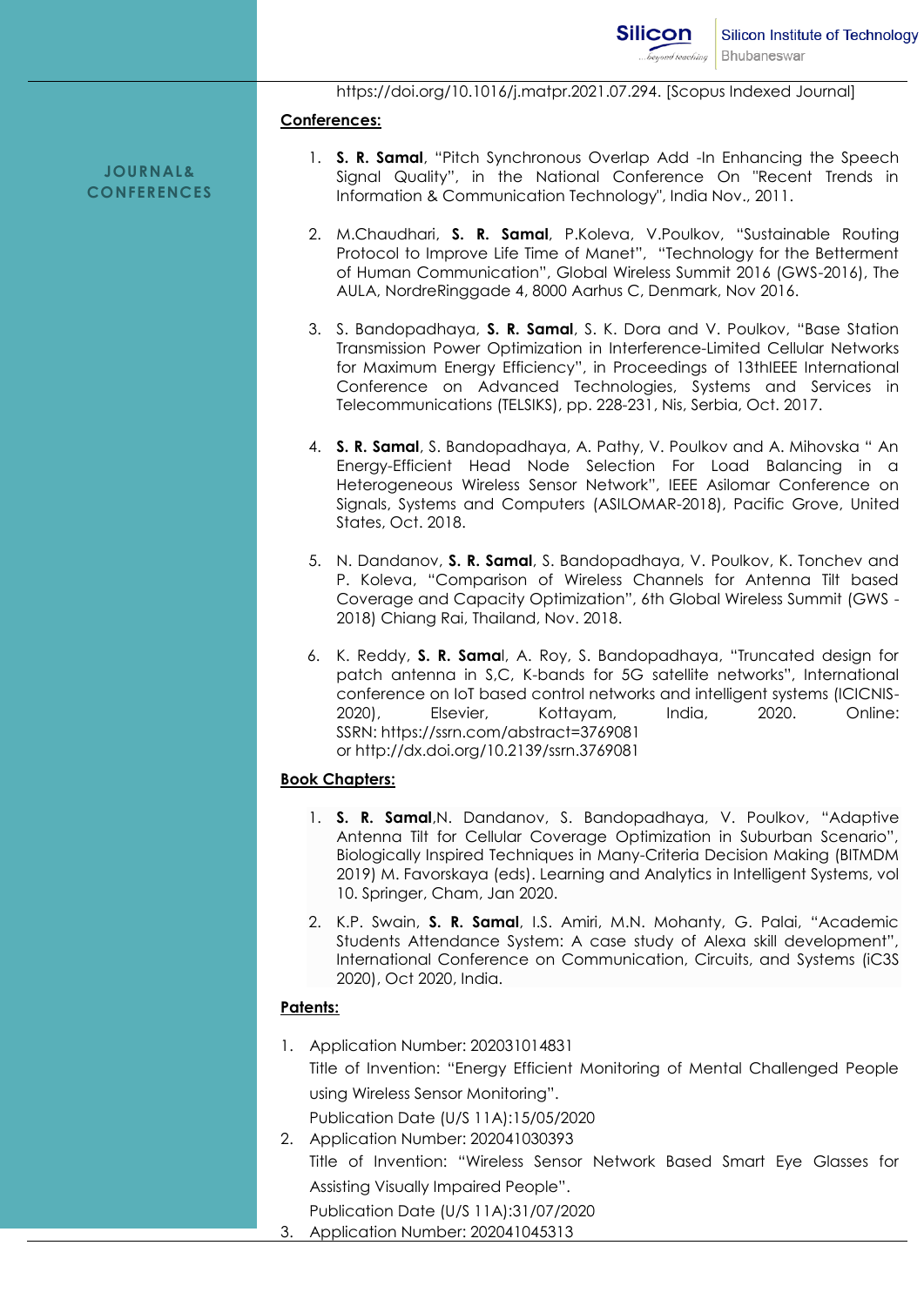https://doi.org/10.1016/j.matpr.2021.07.294. [Scopus Indexed Journal]

JOURNAL& CONFERENCES

**Conferences:**

1. **S. R. Samal**, "Pitch Synchronous Overlap Add -In Enhancing the Speech Signal Quality", in the National Conference On "Recent Trends in Information & Communication Technology", India Nov., 2011.

2. M.Chaudhari, **S. R. Samal**, P.Koleva, V.Poulkov, "Sustainable Routing Protocol to Improve Life Time of Manet", "Technology for the Betterment of Human Communication", Global Wireless Summit 2016 (GWS-2016), The AULA, NordreRinggade 4, 8000 Aarhus C, Denmark, Nov 2016.

3. S. Bandopadhaya, **S. R. Samal**, S. K. Dora and V. Poulkov, "Base Station Transmission Power Optimization in Interference-Limited Cellular Networks for Maximum Energy Efficiency", in Proceedings of 13thIEEE International Conference on Advanced Technologies, Systems and Services in Telecommunications (TELSIKS), pp. 228-231, Nis, Serbia, Oct. 2017.

4. **S. R. Samal**, S. Bandopadhaya, A. Pathy, V. Poulkov and A. Mihovska " An Energy-Efficient Head Node Selection For Load Balancing in a Heterogeneous Wireless Sensor Network", IEEE Asilomar Conference on Signals, Systems and Computers (ASILOMAR-2018), Pacific Grove, United States, Oct. 2018.

5. N. Dandanov, **S. R. Samal**, S. Bandopadhaya, V. Poulkov, K. Tonchev and P. Koleva, "Comparison of Wireless Channels for Antenna Tilt based Coverage and Capacity Optimization", 6th Global Wireless Summit (GWS - 2018) Chiang Rai, Thailand, Nov. 2018.

6. K. Reddy, **S. R. Samal**, A. Roy, S. Bandopadhaya, "Truncated design for patch antenna in S,C, K-bands for 5G satellite networks", International conference on IoT based control networks and intelligent systems (ICICNIS-2020), Elsevier, Kottayam, India, 2020. Online: SSRN: https://ssrn.com/abstract=3769081 or http://dx.doi.org/10.2139/ssrn.3769081

**Book Chapters:**

1. **S. R. Samal**,N. Dandanov, S. Bandopadhaya, V. Poulkov, "Adaptive Antenna Tilt for Cellular Coverage Optimization in Suburban Scenario", Biologically Inspired Techniques in Many-Criteria Decision Making (BITMDM 2019) M. Favorskaya (eds). Learning and Analytics in Intelligent Systems, vol 10. Springer, Cham, Jan 2020.

2. K.P. Swain, **S. R. Samal**, I.S. Amiri, M.N. Mohanty, G. Palai, "Academic Students Attendance System: A case study of Alexa skill development", International Conference on Communication, Circuits, and Systems (iC3S 2020), Oct 2020, India.

**Patents:**

1. Application Number: 202031014831
   Title of Invention: "Energy Efficient Monitoring of Mental Challenged People using Wireless Sensor Monitoring".
   Publication Date (U/S 11A):15/05/2020
2. Application Number: 202041030393
   Title of Invention: "Wireless Sensor Network Based Smart Eye Glasses for Assisting Visually Impaired People".
   Publication Date (U/S 11A):31/07/2020
3. Application Number: 202041045313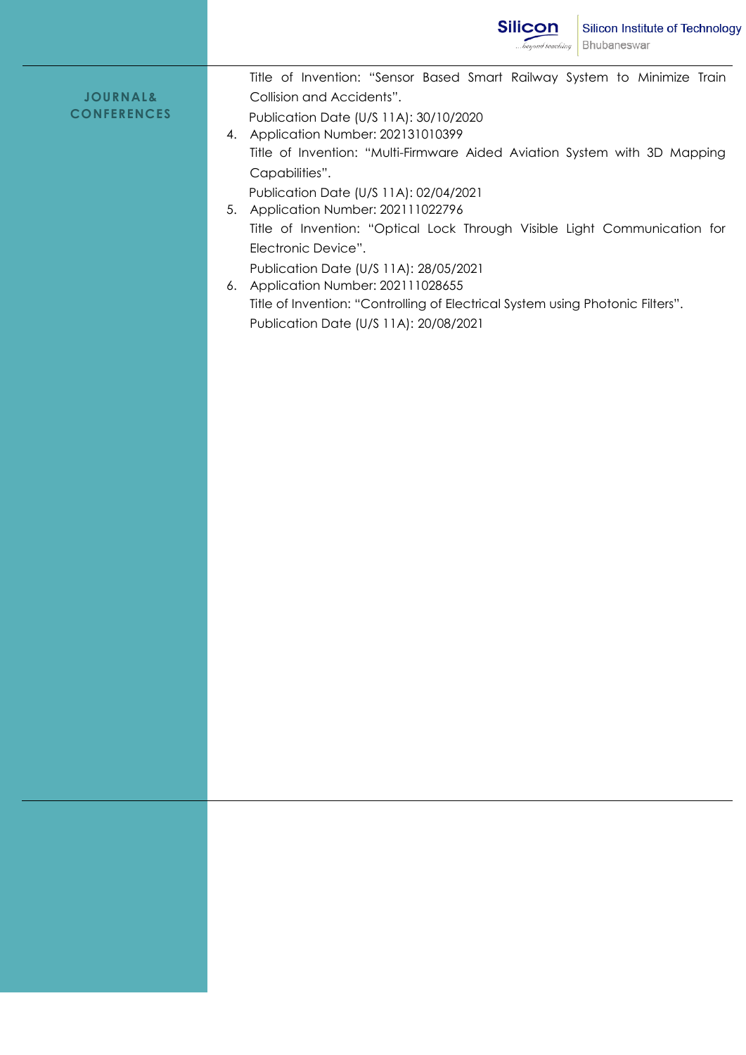**JOURNAL& CONFERENCES**

Title of Invention: "Sensor Based Smart Railway System to Minimize Train Collision and Accidents".
Publication Date (U/S 11A): 30/10/2020

4. Application Number: 202131010399
   Title of Invention: "Multi-Firmware Aided Aviation System with 3D Mapping Capabilities".
   Publication Date (U/S 11A): 02/04/2021
5. Application Number: 202111022796
   Title of Invention: "Optical Lock Through Visible Light Communication for Electronic Device".
   Publication Date (U/S 11A): 28/05/2021
6. Application Number: 202111028655
   Title of Invention: "Controlling of Electrical System using Photonic Filters".
   Publication Date (U/S 11A): 20/08/2021